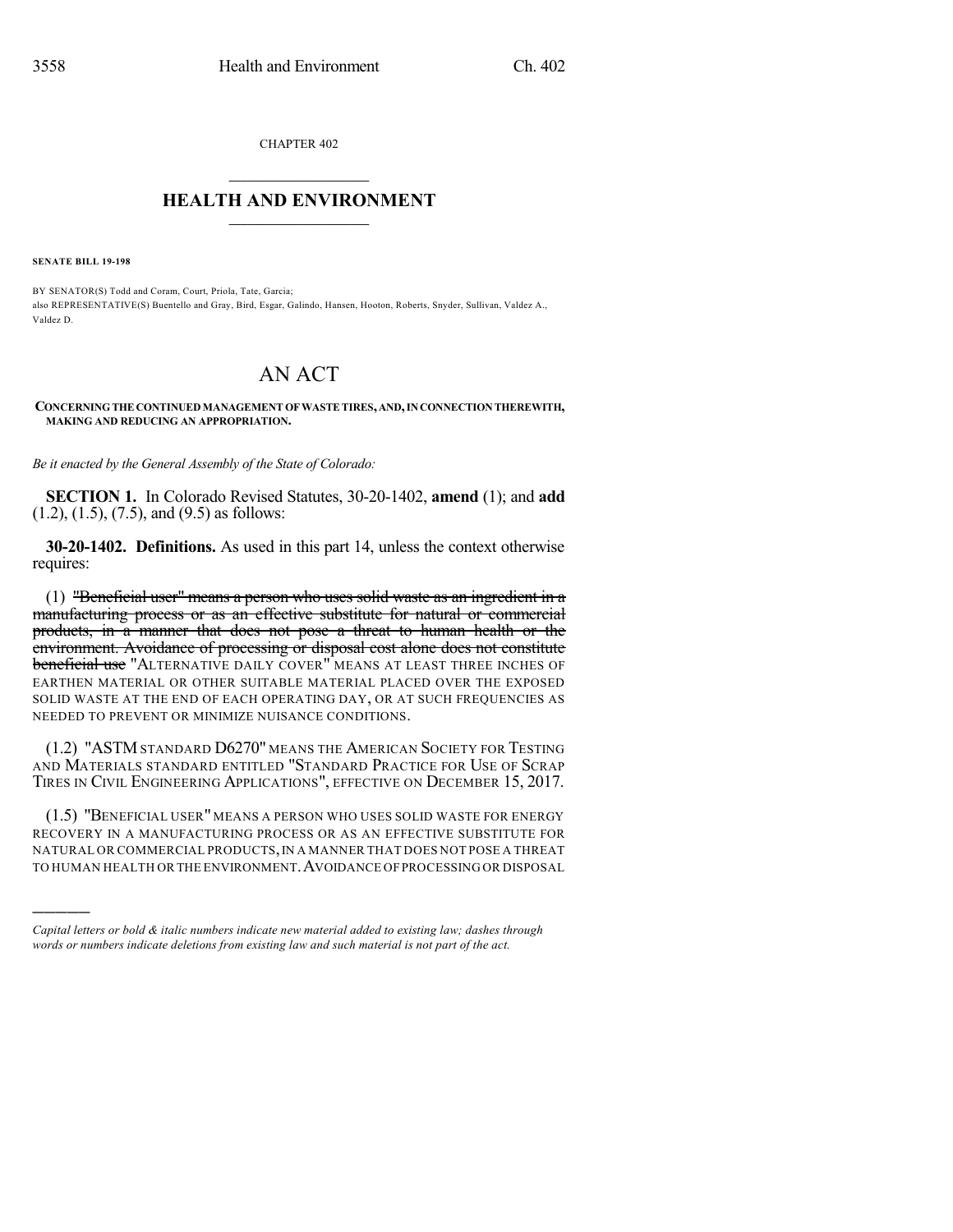CHAPTER 402

## HEALTH AND ENVIRONMENT

**SENATE BILL 19-198**

BY SENATOR(S) Todd and Coram, Court, Priola, Tate, Garcia;
also REPRESENTATIVE(S) Buentello and Gray, Bird, Esgar, Galindo, Hansen, Hooton, Roberts, Snyder, Sullivan, Valdez A., Valdez D.

# AN ACT

**CONCERNING THE CONTINUED MANAGEMENT OF WASTE TIRES, AND, IN CONNECTION THEREWITH, MAKING AND REDUCING AN APPROPRIATION.**

*Be it enacted by the General Assembly of the State of Colorado:*

**SECTION 1.** In Colorado Revised Statutes, 30-20-1402, **amend** (1); and **add** (1.2), (1.5), (7.5), and (9.5) as follows:

**30-20-1402. Definitions.** As used in this part 14, unless the context otherwise requires:

(1) ~~"Beneficial user" means a person who uses solid waste as an ingredient in a manufacturing process or as an effective substitute for natural or commercial products, in a manner that does not pose a threat to human health or the environment. Avoidance of processing or disposal cost alone does not constitute beneficial use~~ "ALTERNATIVE DAILY COVER" MEANS AT LEAST THREE INCHES OF EARTHEN MATERIAL OR OTHER SUITABLE MATERIAL PLACED OVER THE EXPOSED SOLID WASTE AT THE END OF EACH OPERATING DAY, OR AT SUCH FREQUENCIES AS NEEDED TO PREVENT OR MINIMIZE NUISANCE CONDITIONS.

(1.2) "ASTM STANDARD D6270" MEANS THE AMERICAN SOCIETY FOR TESTING AND MATERIALS STANDARD ENTITLED "STANDARD PRACTICE FOR USE OF SCRAP TIRES IN CIVIL ENGINEERING APPLICATIONS", EFFECTIVE ON DECEMBER 15, 2017.

(1.5) "BENEFICIAL USER" MEANS A PERSON WHO USES SOLID WASTE FOR ENERGY RECOVERY IN A MANUFACTURING PROCESS OR AS AN EFFECTIVE SUBSTITUTE FOR NATURAL OR COMMERCIAL PRODUCTS, IN A MANNER THAT DOES NOT POSE A THREAT TO HUMAN HEALTH OR THE ENVIRONMENT. AVOIDANCE OF PROCESSING OR DISPOSAL

---

*Capital letters or bold & italic numbers indicate new material added to existing law; dashes through words or numbers indicate deletions from existing law and such material is not part of the act.*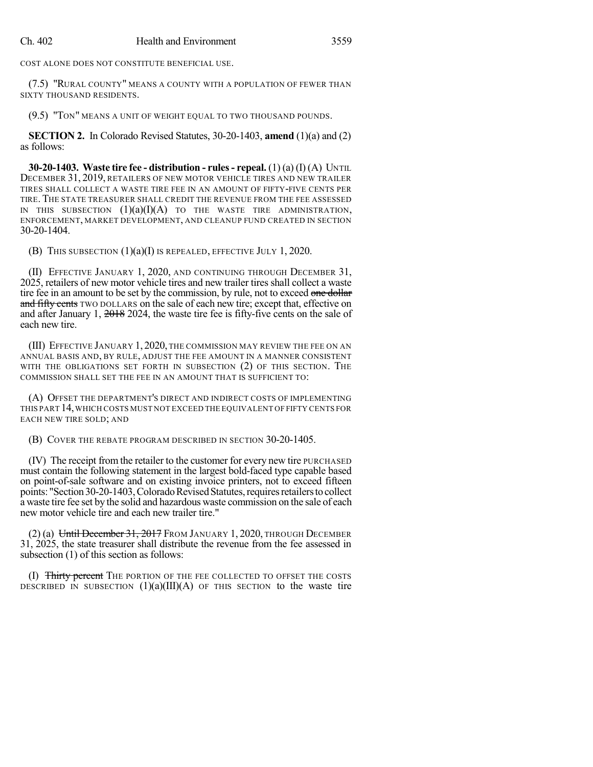COST ALONE DOES NOT CONSTITUTE BENEFICIAL USE.

(7.5) "RURAL COUNTY" MEANS A COUNTY WITH A POPULATION OF FEWER THAN SIXTY THOUSAND RESIDENTS.

(9.5) "TON" MEANS A UNIT OF WEIGHT EQUAL TO TWO THOUSAND POUNDS.

**SECTION 2.** In Colorado Revised Statutes, 30-20-1403, **amend** (1)(a) and (2) as follows:

**30-20-1403. Waste tire fee - distribution - rules - repeal.** (1) (a) (I) (A) UNTIL DECEMBER 31, 2019, RETAILERS OF NEW MOTOR VEHICLE TIRES AND NEW TRAILER TIRES SHALL COLLECT A WASTE TIRE FEE IN AN AMOUNT OF FIFTY-FIVE CENTS PER TIRE. THE STATE TREASURER SHALL CREDIT THE REVENUE FROM THE FEE ASSESSED IN THIS SUBSECTION (1)(a)(I)(A) TO THE WASTE TIRE ADMINISTRATION, ENFORCEMENT, MARKET DEVELOPMENT, AND CLEANUP FUND CREATED IN SECTION 30-20-1404.

(B) THIS SUBSECTION (1)(a)(I) IS REPEALED, EFFECTIVE JULY 1, 2020.

(II) EFFECTIVE JANUARY 1, 2020, AND CONTINUING THROUGH DECEMBER 31, 2025, retailers of new motor vehicle tires and new trailer tires shall collect a waste tire fee in an amount to be set by the commission, by rule, not to exceed ~~one dollar and fifty cents~~ TWO DOLLARS on the sale of each new tire; except that, effective on and after January 1, ~~2018~~ 2024, the waste tire fee is fifty-five cents on the sale of each new tire.

(III) EFFECTIVE JANUARY 1, 2020, THE COMMISSION MAY REVIEW THE FEE ON AN ANNUAL BASIS AND, BY RULE, ADJUST THE FEE AMOUNT IN A MANNER CONSISTENT WITH THE OBLIGATIONS SET FORTH IN SUBSECTION (2) OF THIS SECTION. THE COMMISSION SHALL SET THE FEE IN AN AMOUNT THAT IS SUFFICIENT TO:

(A) OFFSET THE DEPARTMENT'S DIRECT AND INDIRECT COSTS OF IMPLEMENTING THIS PART 14, WHICH COSTS MUST NOT EXCEED THE EQUIVALENT OF FIFTY CENTS FOR EACH NEW TIRE SOLD; AND

(B) COVER THE REBATE PROGRAM DESCRIBED IN SECTION 30-20-1405.

(IV) The receipt from the retailer to the customer for every new tire PURCHASED must contain the following statement in the largest bold-faced type capable based on point-of-sale software and on existing invoice printers, not to exceed fifteen points: "Section 30-20-1403, Colorado Revised Statutes, requires retailers to collect a waste tire fee set by the solid and hazardous waste commission on the sale of each new motor vehicle tire and each new trailer tire."

(2) (a) ~~Until December 31, 2017~~ FROM JANUARY 1, 2020, THROUGH DECEMBER 31, 2025, the state treasurer shall distribute the revenue from the fee assessed in subsection (1) of this section as follows:

(I) ~~Thirty percent~~ THE PORTION OF THE FEE COLLECTED TO OFFSET THE COSTS DESCRIBED IN SUBSECTION (1)(a)(III)(A) OF THIS SECTION to the waste tire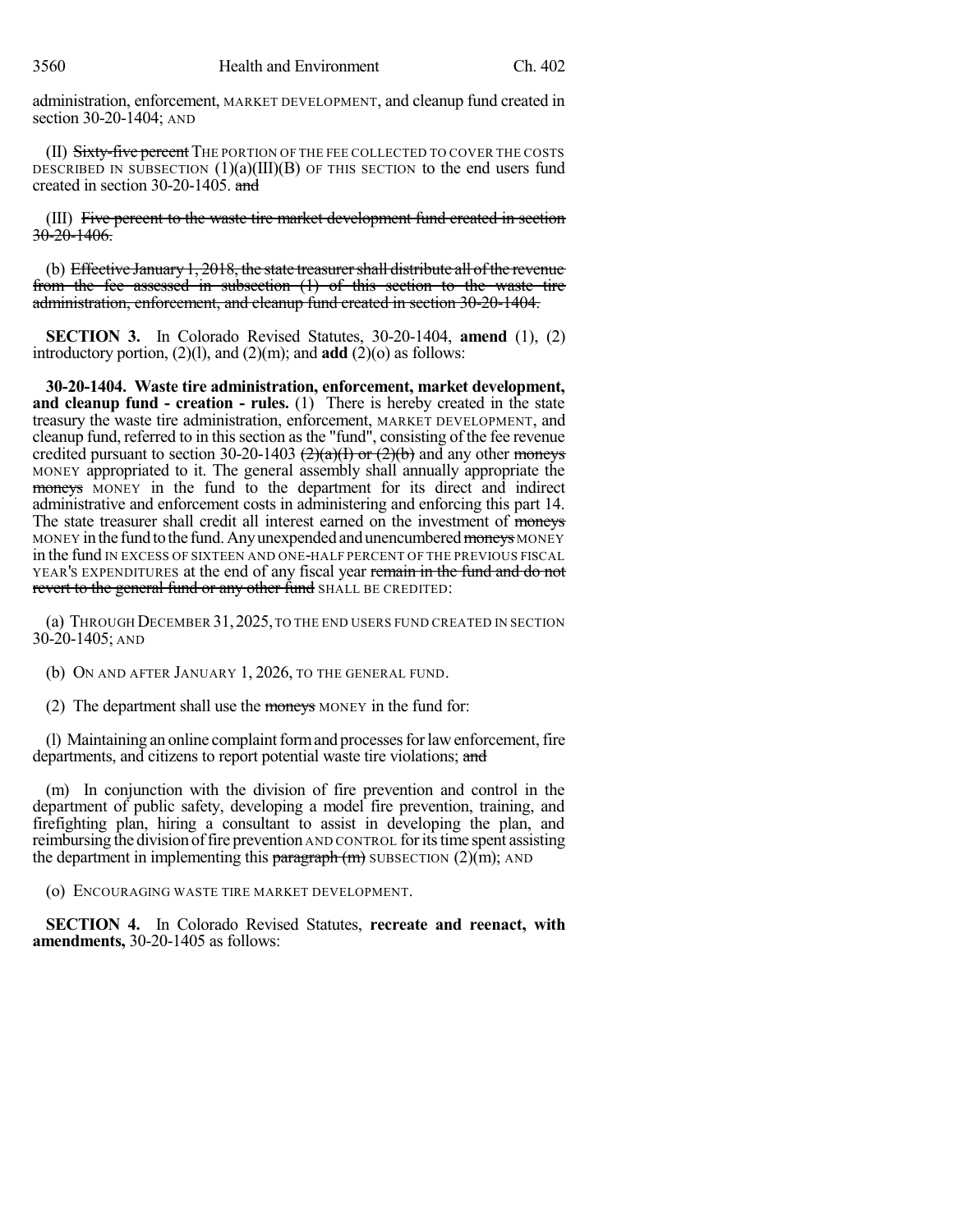administration, enforcement, MARKET DEVELOPMENT, and cleanup fund created in section 30-20-1404; AND

(II) ~~Sixty-five percent~~ THE PORTION OF THE FEE COLLECTED TO COVER THE COSTS DESCRIBED IN SUBSECTION (1)(a)(III)(B) OF THIS SECTION to the end users fund created in section 30-20-1405. ~~and~~

(III) ~~Five percent to the waste tire market development fund created in section 30-20-1406.~~

(b) ~~Effective January 1, 2018, the state treasurer shall distribute all of the revenue from the fee assessed in subsection (1) of this section to the waste tire administration, enforcement, and cleanup fund created in section 30-20-1404.~~

**SECTION 3.** In Colorado Revised Statutes, 30-20-1404, **amend** (1), (2) introductory portion, (2)(l), and (2)(m); and **add** (2)(o) as follows:

**30-20-1404. Waste tire administration, enforcement, market development, and cleanup fund - creation - rules.** (1) There is hereby created in the state treasury the waste tire administration, enforcement, MARKET DEVELOPMENT, and cleanup fund, referred to in this section as the "fund", consisting of the fee revenue credited pursuant to section 30-20-1403 ~~(2)(a)(I) or (2)(b)~~ and any other ~~moneys~~ MONEY appropriated to it. The general assembly shall annually appropriate the ~~moneys~~ MONEY in the fund to the department for its direct and indirect administrative and enforcement costs in administering and enforcing this part 14. The state treasurer shall credit all interest earned on the investment of ~~moneys~~ MONEY in the fund to the fund. Any unexpended and unencumbered ~~moneys~~ MONEY in the fund IN EXCESS OF SIXTEEN AND ONE-HALF PERCENT OF THE PREVIOUS FISCAL YEAR'S EXPENDITURES at the end of any fiscal year ~~remain in the fund and do not revert to the general fund or any other fund~~ SHALL BE CREDITED:

(a) THROUGH DECEMBER 31, 2025, TO THE END USERS FUND CREATED IN SECTION 30-20-1405; AND

(b) ON AND AFTER JANUARY 1, 2026, TO THE GENERAL FUND.

(2) The department shall use the ~~moneys~~ MONEY in the fund for:

(l) Maintaining an online complaint form and processes for law enforcement, fire departments, and citizens to report potential waste tire violations; ~~and~~

(m) In conjunction with the division of fire prevention and control in the department of public safety, developing a model fire prevention, training, and firefighting plan, hiring a consultant to assist in developing the plan, and reimbursing the division of fire prevention AND CONTROL for its time spent assisting the department in implementing this ~~paragraph (m)~~ SUBSECTION (2)(m); AND

(o) ENCOURAGING WASTE TIRE MARKET DEVELOPMENT.

**SECTION 4.** In Colorado Revised Statutes, **recreate and reenact, with amendments,** 30-20-1405 as follows: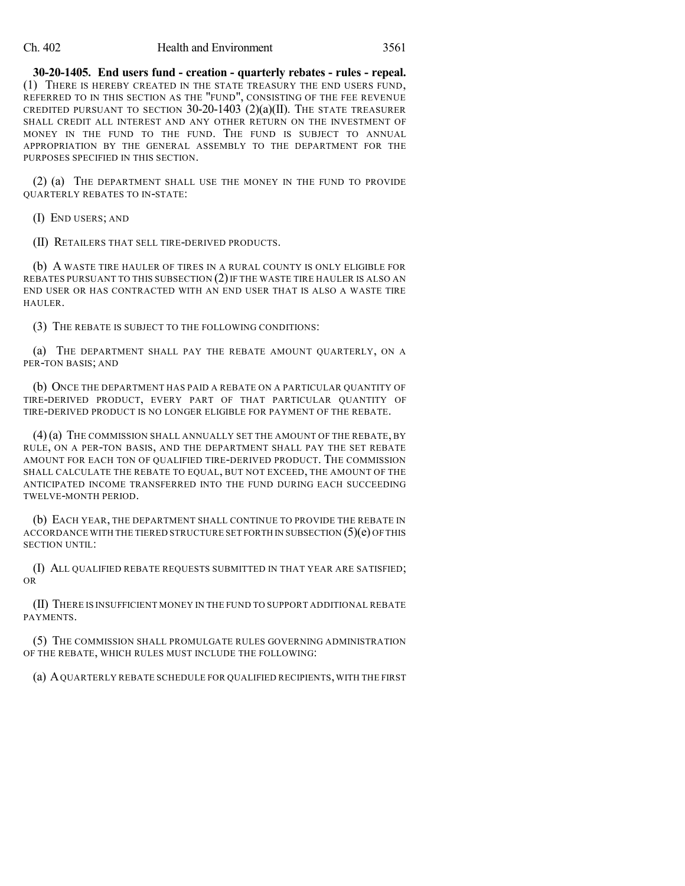**30-20-1405. End users fund - creation - quarterly rebates - rules - repeal.** (1) THERE IS HEREBY CREATED IN THE STATE TREASURY THE END USERS FUND, REFERRED TO IN THIS SECTION AS THE "FUND", CONSISTING OF THE FEE REVENUE CREDITED PURSUANT TO SECTION 30-20-1403 (2)(a)(II). THE STATE TREASURER SHALL CREDIT ALL INTEREST AND ANY OTHER RETURN ON THE INVESTMENT OF MONEY IN THE FUND TO THE FUND. THE FUND IS SUBJECT TO ANNUAL APPROPRIATION BY THE GENERAL ASSEMBLY TO THE DEPARTMENT FOR THE PURPOSES SPECIFIED IN THIS SECTION.

(2) (a) THE DEPARTMENT SHALL USE THE MONEY IN THE FUND TO PROVIDE QUARTERLY REBATES TO IN-STATE:

(I) END USERS; AND

(II) RETAILERS THAT SELL TIRE-DERIVED PRODUCTS.

(b) A WASTE TIRE HAULER OF TIRES IN A RURAL COUNTY IS ONLY ELIGIBLE FOR REBATES PURSUANT TO THIS SUBSECTION (2) IF THE WASTE TIRE HAULER IS ALSO AN END USER OR HAS CONTRACTED WITH AN END USER THAT IS ALSO A WASTE TIRE HAULER.

(3) THE REBATE IS SUBJECT TO THE FOLLOWING CONDITIONS:

(a) THE DEPARTMENT SHALL PAY THE REBATE AMOUNT QUARTERLY, ON A PER-TON BASIS; AND

(b) ONCE THE DEPARTMENT HAS PAID A REBATE ON A PARTICULAR QUANTITY OF TIRE-DERIVED PRODUCT, EVERY PART OF THAT PARTICULAR QUANTITY OF TIRE-DERIVED PRODUCT IS NO LONGER ELIGIBLE FOR PAYMENT OF THE REBATE.

(4) (a) THE COMMISSION SHALL ANNUALLY SET THE AMOUNT OF THE REBATE, BY RULE, ON A PER-TON BASIS, AND THE DEPARTMENT SHALL PAY THE SET REBATE AMOUNT FOR EACH TON OF QUALIFIED TIRE-DERIVED PRODUCT. THE COMMISSION SHALL CALCULATE THE REBATE TO EQUAL, BUT NOT EXCEED, THE AMOUNT OF THE ANTICIPATED INCOME TRANSFERRED INTO THE FUND DURING EACH SUCCEEDING TWELVE-MONTH PERIOD.

(b) EACH YEAR, THE DEPARTMENT SHALL CONTINUE TO PROVIDE THE REBATE IN ACCORDANCE WITH THE TIERED STRUCTURE SET FORTH IN SUBSECTION (5)(e) OF THIS SECTION UNTIL:

(I) ALL QUALIFIED REBATE REQUESTS SUBMITTED IN THAT YEAR ARE SATISFIED; OR

(II) THERE IS INSUFFICIENT MONEY IN THE FUND TO SUPPORT ADDITIONAL REBATE PAYMENTS.

(5) THE COMMISSION SHALL PROMULGATE RULES GOVERNING ADMINISTRATION OF THE REBATE, WHICH RULES MUST INCLUDE THE FOLLOWING:

(a) A QUARTERLY REBATE SCHEDULE FOR QUALIFIED RECIPIENTS, WITH THE FIRST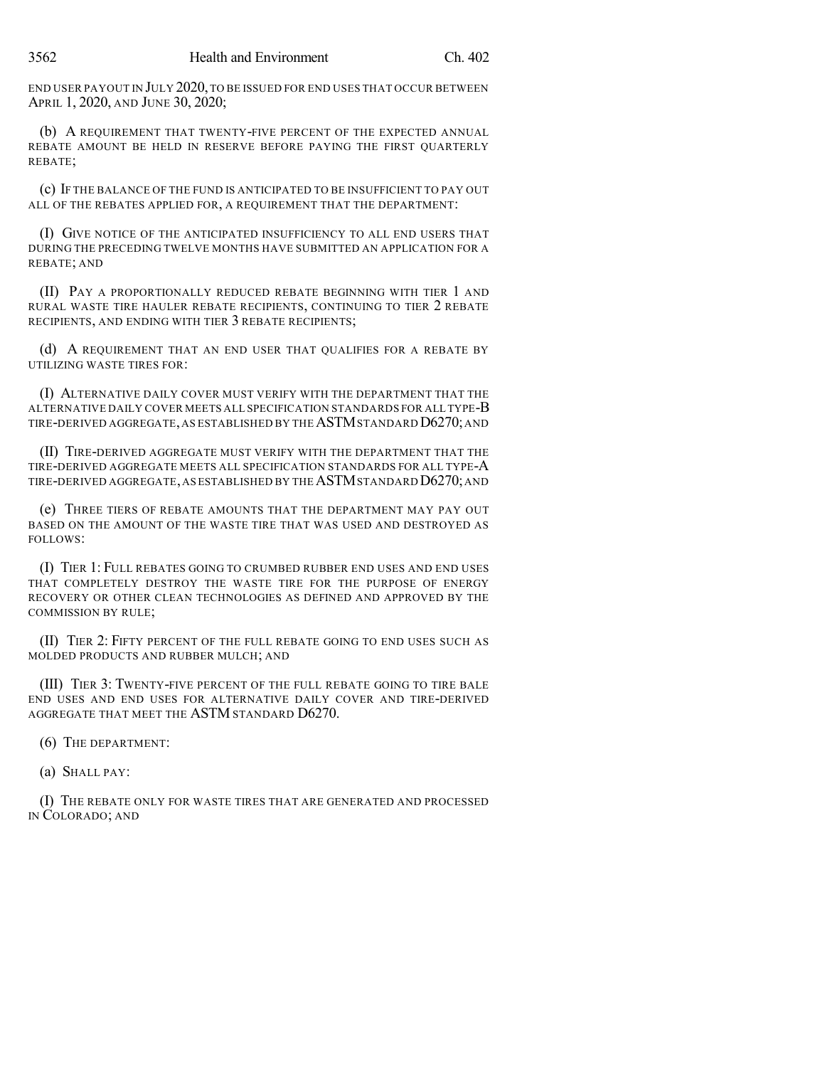END USER PAYOUT IN JULY 2020, TO BE ISSUED FOR END USES THAT OCCUR BETWEEN APRIL 1, 2020, AND JUNE 30, 2020;

(b) A REQUIREMENT THAT TWENTY-FIVE PERCENT OF THE EXPECTED ANNUAL REBATE AMOUNT BE HELD IN RESERVE BEFORE PAYING THE FIRST QUARTERLY REBATE;

(c) IF THE BALANCE OF THE FUND IS ANTICIPATED TO BE INSUFFICIENT TO PAY OUT ALL OF THE REBATES APPLIED FOR, A REQUIREMENT THAT THE DEPARTMENT:

(I) GIVE NOTICE OF THE ANTICIPATED INSUFFICIENCY TO ALL END USERS THAT DURING THE PRECEDING TWELVE MONTHS HAVE SUBMITTED AN APPLICATION FOR A REBATE; AND

(II) PAY A PROPORTIONALLY REDUCED REBATE BEGINNING WITH TIER 1 AND RURAL WASTE TIRE HAULER REBATE RECIPIENTS, CONTINUING TO TIER 2 REBATE RECIPIENTS, AND ENDING WITH TIER 3 REBATE RECIPIENTS;

(d) A REQUIREMENT THAT AN END USER THAT QUALIFIES FOR A REBATE BY UTILIZING WASTE TIRES FOR:

(I) ALTERNATIVE DAILY COVER MUST VERIFY WITH THE DEPARTMENT THAT THE ALTERNATIVE DAILY COVER MEETS ALL SPECIFICATION STANDARDS FOR ALL TYPE-B TIRE-DERIVED AGGREGATE, AS ESTABLISHED BY THE ASTM STANDARD D6270; AND

(II) TIRE-DERIVED AGGREGATE MUST VERIFY WITH THE DEPARTMENT THAT THE TIRE-DERIVED AGGREGATE MEETS ALL SPECIFICATION STANDARDS FOR ALL TYPE-A TIRE-DERIVED AGGREGATE, AS ESTABLISHED BY THE ASTM STANDARD D6270; AND

(e) THREE TIERS OF REBATE AMOUNTS THAT THE DEPARTMENT MAY PAY OUT BASED ON THE AMOUNT OF THE WASTE TIRE THAT WAS USED AND DESTROYED AS FOLLOWS:

(I) TIER 1: FULL REBATES GOING TO CRUMBED RUBBER END USES AND END USES THAT COMPLETELY DESTROY THE WASTE TIRE FOR THE PURPOSE OF ENERGY RECOVERY OR OTHER CLEAN TECHNOLOGIES AS DEFINED AND APPROVED BY THE COMMISSION BY RULE;

(II) TIER 2: FIFTY PERCENT OF THE FULL REBATE GOING TO END USES SUCH AS MOLDED PRODUCTS AND RUBBER MULCH; AND

(III) TIER 3: TWENTY-FIVE PERCENT OF THE FULL REBATE GOING TO TIRE BALE END USES AND END USES FOR ALTERNATIVE DAILY COVER AND TIRE-DERIVED AGGREGATE THAT MEET THE ASTM STANDARD D6270.

(6) THE DEPARTMENT:

(a) SHALL PAY:

(I) THE REBATE ONLY FOR WASTE TIRES THAT ARE GENERATED AND PROCESSED IN COLORADO; AND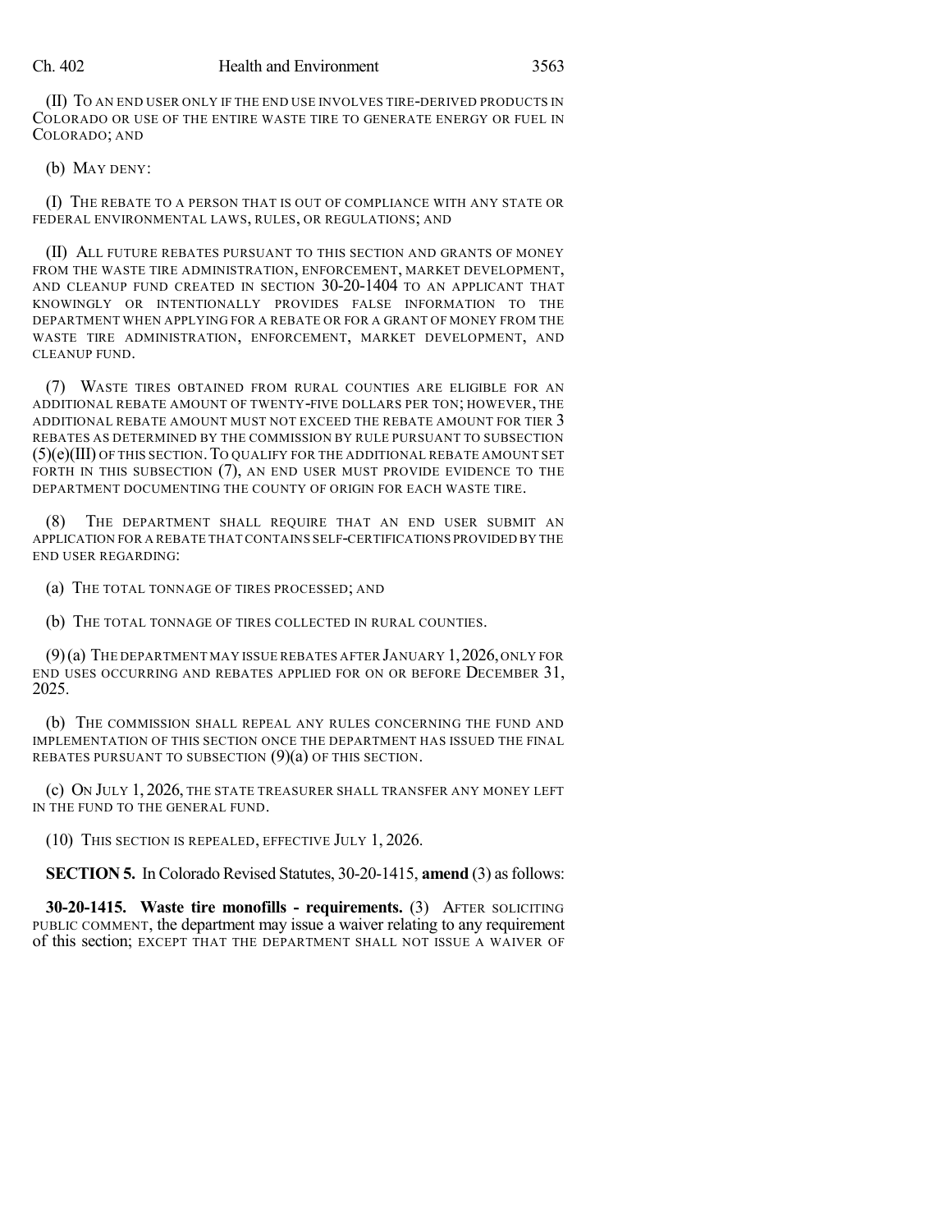(II) TO AN END USER ONLY IF THE END USE INVOLVES TIRE-DERIVED PRODUCTS IN COLORADO OR USE OF THE ENTIRE WASTE TIRE TO GENERATE ENERGY OR FUEL IN COLORADO; AND

(b) MAY DENY:

(I) THE REBATE TO A PERSON THAT IS OUT OF COMPLIANCE WITH ANY STATE OR FEDERAL ENVIRONMENTAL LAWS, RULES, OR REGULATIONS; AND

(II) ALL FUTURE REBATES PURSUANT TO THIS SECTION AND GRANTS OF MONEY FROM THE WASTE TIRE ADMINISTRATION, ENFORCEMENT, MARKET DEVELOPMENT, AND CLEANUP FUND CREATED IN SECTION 30-20-1404 TO AN APPLICANT THAT KNOWINGLY OR INTENTIONALLY PROVIDES FALSE INFORMATION TO THE DEPARTMENT WHEN APPLYING FOR A REBATE OR FOR A GRANT OF MONEY FROM THE WASTE TIRE ADMINISTRATION, ENFORCEMENT, MARKET DEVELOPMENT, AND CLEANUP FUND.

(7) WASTE TIRES OBTAINED FROM RURAL COUNTIES ARE ELIGIBLE FOR AN ADDITIONAL REBATE AMOUNT OF TWENTY-FIVE DOLLARS PER TON; HOWEVER, THE ADDITIONAL REBATE AMOUNT MUST NOT EXCEED THE REBATE AMOUNT FOR TIER 3 REBATES AS DETERMINED BY THE COMMISSION BY RULE PURSUANT TO SUBSECTION (5)(e)(III) OF THIS SECTION. TO QUALIFY FOR THE ADDITIONAL REBATE AMOUNT SET FORTH IN THIS SUBSECTION (7), AN END USER MUST PROVIDE EVIDENCE TO THE DEPARTMENT DOCUMENTING THE COUNTY OF ORIGIN FOR EACH WASTE TIRE.

(8) THE DEPARTMENT SHALL REQUIRE THAT AN END USER SUBMIT AN APPLICATION FOR A REBATE THAT CONTAINS SELF-CERTIFICATIONS PROVIDED BY THE END USER REGARDING:

(a) THE TOTAL TONNAGE OF TIRES PROCESSED; AND

(b) THE TOTAL TONNAGE OF TIRES COLLECTED IN RURAL COUNTIES.

(9) (a) THE DEPARTMENT MAY ISSUE REBATES AFTER JANUARY 1, 2026, ONLY FOR END USES OCCURRING AND REBATES APPLIED FOR ON OR BEFORE DECEMBER 31, 2025.

(b) THE COMMISSION SHALL REPEAL ANY RULES CONCERNING THE FUND AND IMPLEMENTATION OF THIS SECTION ONCE THE DEPARTMENT HAS ISSUED THE FINAL REBATES PURSUANT TO SUBSECTION (9)(a) OF THIS SECTION.

(c) ON JULY 1, 2026, THE STATE TREASURER SHALL TRANSFER ANY MONEY LEFT IN THE FUND TO THE GENERAL FUND.

(10) THIS SECTION IS REPEALED, EFFECTIVE JULY 1, 2026.

**SECTION 5.** In Colorado Revised Statutes, 30-20-1415, **amend** (3) as follows:

**30-20-1415. Waste tire monofills - requirements.** (3) AFTER SOLICITING PUBLIC COMMENT, the department may issue a waiver relating to any requirement of this section; EXCEPT THAT THE DEPARTMENT SHALL NOT ISSUE A WAIVER OF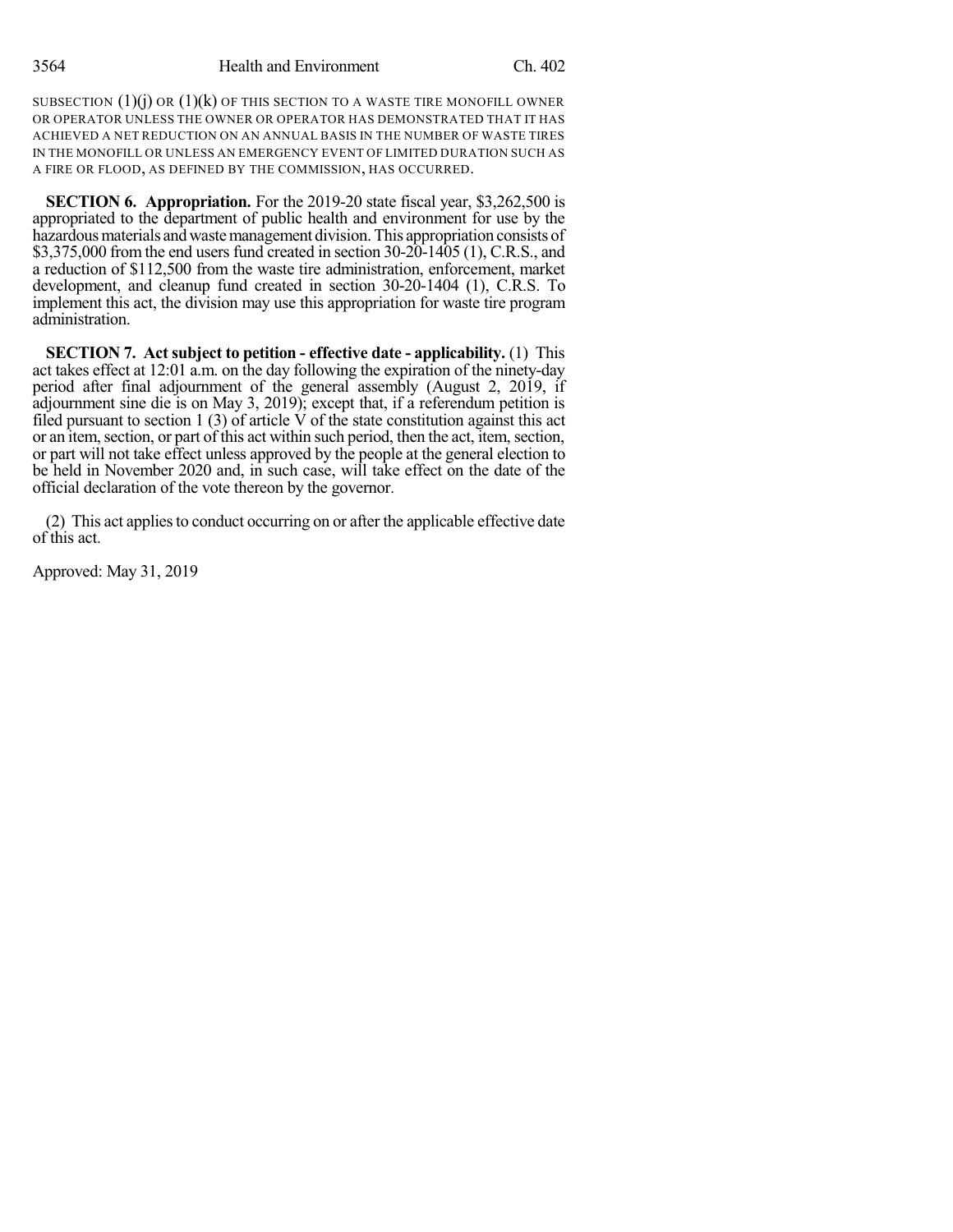SUBSECTION (1)(j) OR (1)(k) OF THIS SECTION TO A WASTE TIRE MONOFILL OWNER OR OPERATOR UNLESS THE OWNER OR OPERATOR HAS DEMONSTRATED THAT IT HAS ACHIEVED A NET REDUCTION ON AN ANNUAL BASIS IN THE NUMBER OF WASTE TIRES IN THE MONOFILL OR UNLESS AN EMERGENCY EVENT OF LIMITED DURATION SUCH AS A FIRE OR FLOOD, AS DEFINED BY THE COMMISSION, HAS OCCURRED.

**SECTION 6. Appropriation.** For the 2019-20 state fiscal year, $3,262,500 is appropriated to the department of public health and environment for use by the hazardous materials and waste management division. This appropriation consists of $3,375,000 from the end users fund created in section 30-20-1405 (1), C.R.S., and a reduction of $112,500 from the waste tire administration, enforcement, market development, and cleanup fund created in section 30-20-1404 (1), C.R.S. To implement this act, the division may use this appropriation for waste tire program administration.

**SECTION 7. Act subject to petition - effective date - applicability.** (1) This act takes effect at 12:01 a.m. on the day following the expiration of the ninety-day period after final adjournment of the general assembly (August 2, 2019, if adjournment sine die is on May 3, 2019); except that, if a referendum petition is filed pursuant to section 1 (3) of article V of the state constitution against this act or an item, section, or part of this act within such period, then the act, item, section, or part will not take effect unless approved by the people at the general election to be held in November 2020 and, in such case, will take effect on the date of the official declaration of the vote thereon by the governor.

(2) This act applies to conduct occurring on or after the applicable effective date of this act.

Approved: May 31, 2019